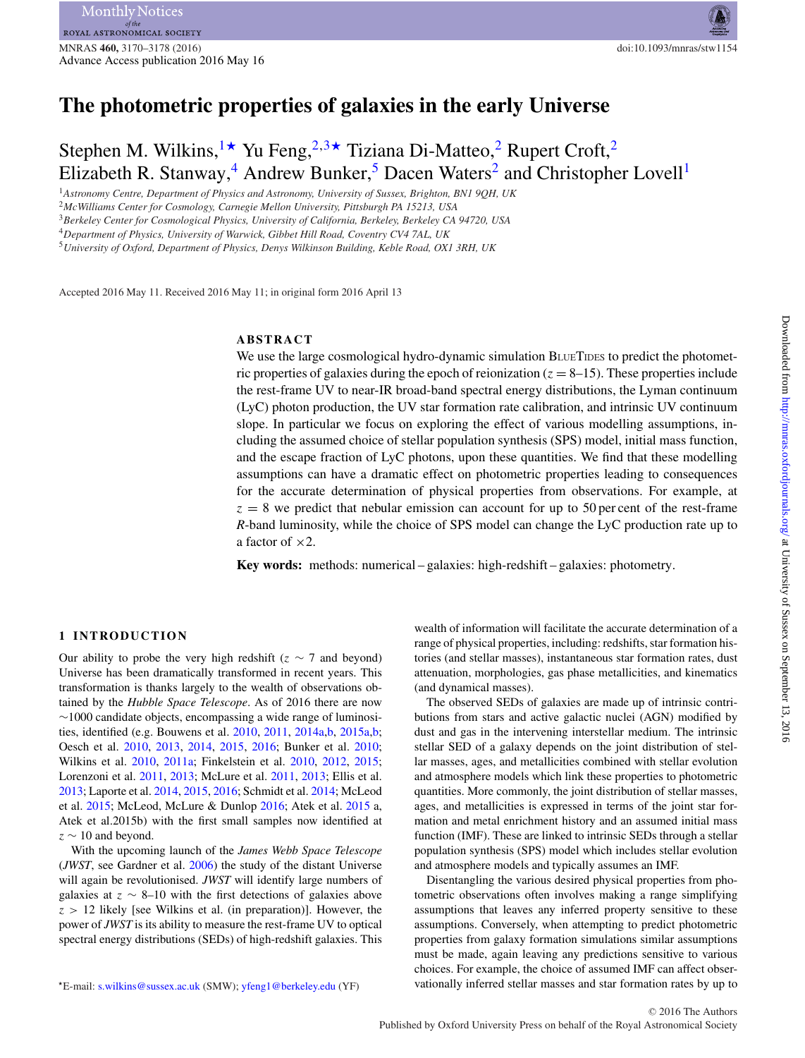# The photometric properties of galaxies in the early Universe

Stephen M. Wilkins,[1★] Yu Feng,[2,3★] Tiziana Di-Matteo,[2] Rupert Croft,[2] Elizabeth R. Stanway,[4] Andrew Bunker,[5] Dacen Waters[2] and Christopher Lovell[1]

[1]*Astronomy Centre, Department of Physics and Astronomy, University of Sussex, Brighton, BN1 9QH, UK*
[2]*McWilliams Center for Cosmology, Carnegie Mellon University, Pittsburgh PA 15213, USA*
[3]*Berkeley Center for Cosmological Physics, University of California, Berkeley, Berkeley CA 94720, USA*
[4]*Department of Physics, University of Warwick, Gibbet Hill Road, Coventry CV4 7AL, UK*
[5]*University of Oxford, Department of Physics, Denys Wilkinson Building, Keble Road, OX1 3RH, UK*

Accepted 2016 May 11. Received 2016 May 11; in original form 2016 April 13

## ABSTRACT

We use the large cosmological hydro-dynamic simulation BlueTides to predict the photometric properties of galaxies during the epoch of reionization ($z = 8$–15). These properties include the rest-frame UV to near-IR broad-band spectral energy distributions, the Lyman continuum (LyC) photon production, the UV star formation rate calibration, and intrinsic UV continuum slope. In particular we focus on exploring the effect of various modelling assumptions, including the assumed choice of stellar population synthesis (SPS) model, initial mass function, and the escape fraction of LyC photons, upon these quantities. We find that these modelling assumptions can have a dramatic effect on photometric properties leading to consequences for the accurate determination of physical properties from observations. For example, at $z = 8$ we predict that nebular emission can account for up to 50 per cent of the rest-frame *R*-band luminosity, while the choice of SPS model can change the LyC production rate up to a factor of $\times 2$.

**Key words:** methods: numerical – galaxies: high-redshift – galaxies: photometry.

## 1 INTRODUCTION

Our ability to probe the very high redshift ($z \sim 7$ and beyond) Universe has been dramatically transformed in recent years. This transformation is thanks largely to the wealth of observations obtained by the *Hubble Space Telescope*. As of 2016 there are now $\sim$1000 candidate objects, encompassing a wide range of luminosities, identified (e.g. Bouwens et al. 2010, 2011, 2014a,b, 2015a,b; Oesch et al. 2010, 2013, 2014, 2015, 2016; Bunker et al. 2010; Wilkins et al. 2010, 2011a; Finkelstein et al. 2010, 2012, 2015; Lorenzoni et al. 2011, 2013; McLure et al. 2011, 2013; Ellis et al. 2013; Laporte et al. 2014, 2015, 2016; Schmidt et al. 2014; McLeod et al. 2015; McLeod, McLure & Dunlop 2016; Atek et al. 2015 a, Atek et al.2015b) with the first small samples now identified at $z \sim 10$ and beyond.

With the upcoming launch of the *James Webb Space Telescope* (*JWST*, see Gardner et al. 2006) the study of the distant Universe will again be revolutionised. *JWST* will identify large numbers of galaxies at $z \sim 8$–10 with the first detections of galaxies above $z > 12$ likely [see Wilkins et al. (in preparation)]. However, the power of *JWST* is its ability to measure the rest-frame UV to optical spectral energy distributions (SEDs) of high-redshift galaxies. This wealth of information will facilitate the accurate determination of a range of physical properties, including: redshifts, star formation histories (and stellar masses), instantaneous star formation rates, dust attenuation, morphologies, gas phase metallicities, and kinematics (and dynamical masses).

The observed SEDs of galaxies are made up of intrinsic contributions from stars and active galactic nuclei (AGN) modified by dust and gas in the intervening interstellar medium. The intrinsic stellar SED of a galaxy depends on the joint distribution of stellar masses, ages, and metallicities combined with stellar evolution and atmosphere models which link these properties to photometric quantities. More commonly, the joint distribution of stellar masses, ages, and metallicities is expressed in terms of the joint star formation and metal enrichment history and an assumed initial mass function (IMF). These are linked to intrinsic SEDs through a stellar population synthesis (SPS) model which includes stellar evolution and atmosphere models and typically assumes an IMF.

Disentangling the various desired physical properties from photometric observations often involves making a range simplifying assumptions that leaves any inferred property sensitive to these assumptions. Conversely, when attempting to predict photometric properties from galaxy formation simulations similar assumptions must be made, again leaving any predictions sensitive to various choices. For example, the choice of assumed IMF can affect observationally inferred stellar masses and star formation rates by up to

★E-mail: s.wilkins@sussex.ac.uk (SMW); yfeng1@berkeley.edu (YF)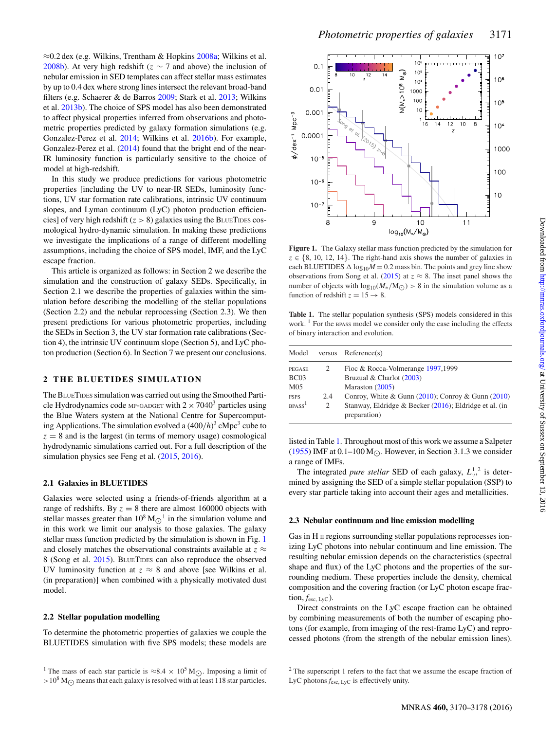≈0.2 dex (e.g. Wilkins, Trentham & Hopkins 2008a; Wilkins et al. 2008b). At very high redshift ($z \sim 7$ and above) the inclusion of nebular emission in SED templates can affect stellar mass estimates by up to 0.4 dex where strong lines intersect the relevant broad-band filters (e.g. Schaerer & de Barros 2009; Stark et al. 2013; Wilkins et al. 2013b). The choice of SPS model has also been demonstrated to affect physical properties inferred from observations and photometric properties predicted by galaxy formation simulations (e.g. Gonzalez-Perez et al. 2014; Wilkins et al. 2016b). For example, Gonzalez-Perez et al. (2014) found that the bright end of the near-IR luminosity function is particularly sensitive to the choice of model at high-redshift.

In this study we produce predictions for various photometric properties [including the UV to near-IR SEDs, luminosity functions, UV star formation rate calibrations, intrinsic UV continuum slopes, and Lyman continuum (LyC) photon production efficiencies] of very high redshift ($z > 8$) galaxies using the BlueTides cosmological hydro-dynamic simulation. In making these predictions we investigate the implications of a range of different modelling assumptions, including the choice of SPS model, IMF, and the LyC escape fraction.

This article is organized as follows: in Section 2 we describe the simulation and the construction of galaxy SEDs. Specifically, in Section 2.1 we describe the properties of galaxies within the simulation before describing the modelling of the stellar populations (Section 2.2) and the nebular reprocessing (Section 2.3). We then present predictions for various photometric properties, including the SEDs in Section 3, the UV star formation rate calibrations (Section 4), the intrinsic UV continuum slope (Section 5), and LyC photon production (Section 6). In Section 7 we present our conclusions.

## 2 THE BLUETIDES SIMULATION

The BlueTides simulation was carried out using the Smoothed Particle Hydrodynamics code MP-GADGET with $2 \times 7040^3$ particles using the Blue Waters system at the National Centre for Supercomputing Applications. The simulation evolved a $(400/h)^3$ cMpc$^3$ cube to $z = 8$ and is the largest (in terms of memory usage) cosmological hydrodynamic simulations carried out. For a full description of the simulation physics see Feng et al. (2015, 2016).

### 2.1 Galaxies in BLUETIDES

Galaxies were selected using a friends-of-friends algorithm at a range of redshifts. By $z = 8$ there are almost 160000 objects with stellar masses greater than $10^8$ M$_\odot$[1] in the simulation volume and in this work we limit our analysis to those galaxies. The galaxy stellar mass function predicted by the simulation is shown in Fig. 1 and closely matches the observational constraints available at $z \approx 8$ (Song et al. 2015). BlueTides can also reproduce the observed UV luminosity function at $z \approx 8$ and above [see Wilkins et al. (in preparation)] when combined with a physically motivated dust model.

### 2.2 Stellar population modelling

To determine the photometric properties of galaxies we couple the BLUETIDES simulation with five SPS models; these models are listed in Table 1. Throughout most of this work we assume a Salpeter (1955) IMF at 0.1–100 M$_\odot$. However, in Section 3.1.3 we consider a range of IMFs.

The integrated *pure stellar* SED of each galaxy, $L_\nu^{1,2}$ is determined by assigning the SED of a simple stellar population (SSP) to every star particle taking into account their ages and metallicities.

### 2.3 Nebular continuum and line emission modelling

Gas in H II regions surrounding stellar populations reprocesses ionizing LyC photons into nebular continuum and line emission. The resulting nebular emission depends on the characteristics (spectral shape and flux) of the LyC photons and the properties of the surrounding medium. These properties include the density, chemical composition and the covering fraction (or LyC photon escape fraction, $f_{\rm esc,\,LyC}$).

Direct constraints on the LyC escape fraction can be obtained by combining measurements of both the number of escaping photons (for example, from imaging of the rest-frame LyC) and reprocessed photons (from the strength of the nebular emission lines).

**Figure 1.** The Galaxy stellar mass function predicted by the simulation for $z \in \{8, 10, 12, 14\}$. The right-hand axis shows the number of galaxies in each BLUETIDES $\Delta \log_{10}M = 0.2$ mass bin. The points and grey line show observations from Song et al. (2015) at $z \approx 8$. The inset panel shows the number of objects with $\log_{10}(M_*/{\rm M}_\odot) > 8$ in the simulation volume as a function of redshift $z = 15 \rightarrow 8$.

**Table 1.** The stellar population synthesis (SPS) models considered in this work. [1] For the BPASS model we consider only the case including the effects of binary interaction and evolution.

| Model | versus | Reference(s) |
|---|---|---|
| PEGASE | 2 | Fioc & Rocca-Volmerange 1997,1999 |
| BC03 | | Bruzual & Charlot (2003) |
| M05 | | Maraston (2005) |
| FSPS | 2.4 | Conroy, White & Gunn (2010); Conroy & Gunn (2010) |
| BPASS[1] | 2 | Stanway, Eldridge & Becker (2016); Eldridge et al. (in preparation) |

[1] The mass of each star particle is ≈8.4 × $10^5$ M$_\odot$. Imposing a limit of $>10^8$ M$_\odot$ means that each galaxy is resolved with at least 118 star particles.

[2] The superscript 1 refers to the fact that we assume the escape fraction of LyC photons $f_{\rm esc,\,LyC}$ is effectively unity.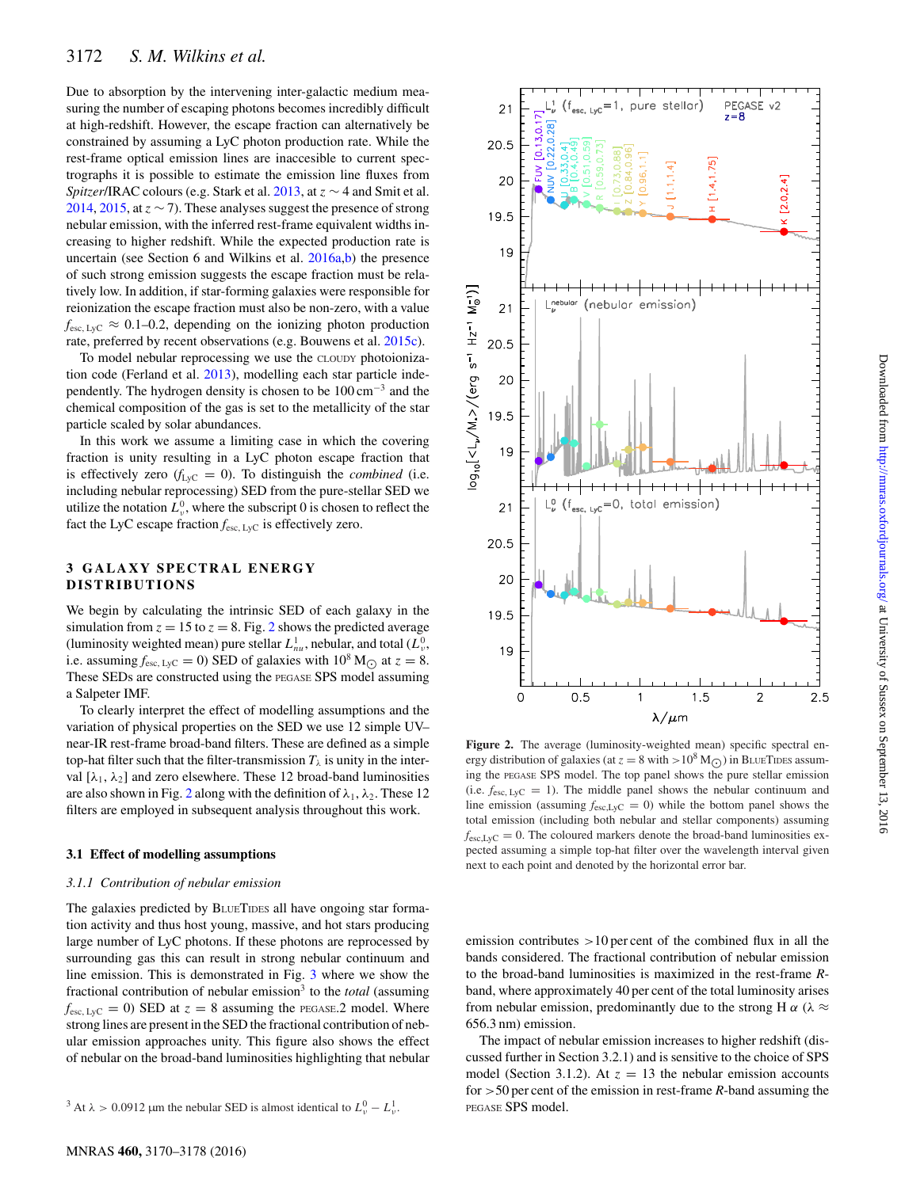Due to absorption by the intervening inter-galactic medium measuring the number of escaping photons becomes incredibly difficult at high-redshift. However, the escape fraction can alternatively be constrained by assuming a LyC photon production rate. While the rest-frame optical emission lines are inaccessible to current spectrographs it is possible to estimate the emission line fluxes from *Spitzer*/IRAC colours (e.g. Stark et al. 2013, at $z \sim 4$ and Smit et al. 2014, 2015, at $z \sim 7$). These analyses suggest the presence of strong nebular emission, with the inferred rest-frame equivalent widths increasing to higher redshift. While the expected production rate is uncertain (see Section 6 and Wilkins et al. 2016a,b) the presence of such strong emission suggests the escape fraction must be relatively low. In addition, if star-forming galaxies were responsible for reionization the escape fraction must also be non-zero, with a value $f_{\rm esc,\,LyC} \approx 0.1$–$0.2$, depending on the ionizing photon production rate, preferred by recent observations (e.g. Bouwens et al. 2015c).

To model nebular reprocessing we use the CLOUDY photoionization code (Ferland et al. 2013), modelling each star particle independently. The hydrogen density is chosen to be $100\,{\rm cm}^{-3}$ and the chemical composition of the gas is set to the metallicity of the star particle scaled by solar abundances.

In this work we assume a limiting case in which the covering fraction is unity resulting in a LyC photon escape fraction that is effectively zero ($f_{\rm LyC} = 0$). To distinguish the *combined* (i.e. including nebular reprocessing) SED from the pure-stellar SED we utilize the notation $L_{\nu}^{0}$, where the subscript 0 is chosen to reflect the fact the LyC escape fraction $f_{\rm esc,\,LyC}$ is effectively zero.

## 3 GALAXY SPECTRAL ENERGY DISTRIBUTIONS

We begin by calculating the intrinsic SED of each galaxy in the simulation from $z = 15$ to $z = 8$. Fig. 2 shows the predicted average (luminosity weighted mean) pure stellar $L_{nu}^{1}$, nebular, and total ($L_{\nu}^{0}$, i.e. assuming $f_{\rm esc,\,LyC} = 0$) SED of galaxies with $10^8\,{\rm M}_{\odot}$ at $z = 8$. These SEDs are constructed using the PEGASE SPS model assuming a Salpeter IMF.

To clearly interpret the effect of modelling assumptions and the variation of physical properties on the SED we use 12 simple UV–near-IR rest-frame broad-band filters. These are defined as a simple top-hat filter such that the filter-transmission $T_{\lambda}$ is unity in the interval $[\lambda_1, \lambda_2]$ and zero elsewhere. These 12 broad-band luminosities are also shown in Fig. 2 along with the definition of $\lambda_1$, $\lambda_2$. These 12 filters are employed in subsequent analysis throughout this work.

### 3.1 Effect of modelling assumptions

#### 3.1.1 *Contribution of nebular emission*

The galaxies predicted by BLUETIDES all have ongoing star formation activity and thus host young, massive, and hot stars producing large number of LyC photons. If these photons are reprocessed by surrounding gas this can result in strong nebular continuum and line emission. This is demonstrated in Fig. 3 where we show the fractional contribution of nebular emission[3] to the *total* (assuming $f_{\rm esc,\,LyC} = 0$) SED at $z = 8$ assuming the PEGASE.2 model. Where strong lines are present in the SED the fractional contribution of nebular emission approaches unity. This figure also shows the effect of nebular on the broad-band luminosities highlighting that nebular emission contributes >10 per cent of the combined flux in all the bands considered. The fractional contribution of nebular emission to the broad-band luminosities is maximized in the rest-frame *R*-band, where approximately 40 per cent of the total luminosity arises from nebular emission, predominantly due to the strong H $\alpha$ ($\lambda \approx 656.3$ nm) emission.

The impact of nebular emission increases to higher redshift (discussed further in Section 3.2.1) and is sensitive to the choice of SPS model (Section 3.1.2). At $z = 13$ the nebular emission accounts for >50 per cent of the emission in rest-frame *R*-band assuming the PEGASE SPS model.

[3] At $\lambda > 0.0912$ μm the nebular SED is almost identical to $L_{\nu}^{0} - L_{\nu}^{1}$.

**Figure 2.** The average (luminosity-weighted mean) specific spectral energy distribution of galaxies (at $z = 8$ with $>10^8\,{\rm M}_{\odot}$) in BLUETIDES assuming the PEGASE SPS model. The top panel shows the pure stellar emission (i.e. $f_{\rm esc,\,LyC} = 1$). The middle panel shows the nebular continuum and line emission (assuming $f_{\rm esc,LyC} = 0$) while the bottom panel shows the total emission (including both nebular and stellar components) assuming $f_{\rm esc,LyC} = 0$. The coloured markers denote the broad-band luminosities expected assuming a simple top-hat filter over the wavelength interval given next to each point and denoted by the horizontal error bar.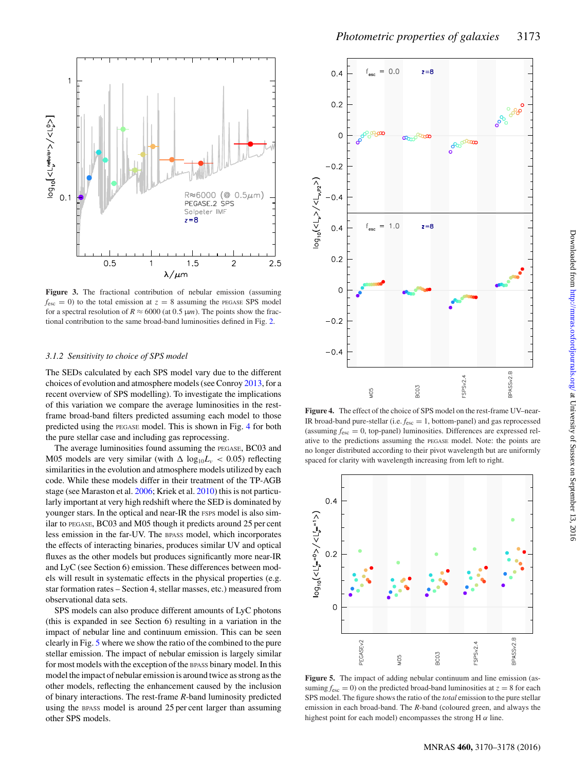**Figure 3.** The fractional contribution of nebular emission (assuming $f_{esc} = 0$) to the total emission at $z = 8$ assuming the PEGASE SPS model for a spectral resolution of $R \approx 6000$ (at 0.5 μm). The points show the fractional contribution to the same broad-band luminosities defined in Fig. 2.

### 3.1.2 *Sensitivity to choice of SPS model*

The SEDs calculated by each SPS model vary due to the different choices of evolution and atmosphere models (see Conroy 2013, for a recent overview of SPS modelling). To investigate the implications of this variation we compare the average luminosities in the rest-frame broad-band filters predicted assuming each model to those predicted using the PEGASE model. This is shown in Fig. 4 for both the pure stellar case and including gas reprocessing.

The average luminosities found assuming the PEGASE, BC03 and M05 models are very similar (with $\Delta\ \log_{10} L_\nu < 0.05$) reflecting similarities in the evolution and atmosphere models utilized by each code. While these models differ in their treatment of the TP-AGB stage (see Maraston et al. 2006; Kriek et al. 2010) this is not particularly important at very high redshift where the SED is dominated by younger stars. In the optical and near-IR the FSPS model is also similar to PEGASE, BC03 and M05 though it predicts around 25 per cent less emission in the far-UV. The BPASS model, which incorporates the effects of interacting binaries, produces similar UV and optical fluxes as the other models but produces significantly more near-IR and LyC (see Section 6) emission. These differences between models will result in systematic effects in the physical properties (e.g. star formation rates – Section 4, stellar masses, etc.) measured from observational data sets.

SPS models can also produce different amounts of LyC photons (this is expanded in see Section 6) resulting in a variation in the impact of nebular line and continuum emission. This can be seen clearly in Fig. 5 where we show the ratio of the combined to the pure stellar emission. The impact of nebular emission is largely similar for most models with the exception of the BPASS binary model. In this model the impact of nebular emission is around twice as strong as the other models, reflecting the enhancement caused by the inclusion of binary interactions. The rest-frame $R$-band luminosity predicted using the BPASS model is around 25 per cent larger than assuming other SPS models.

**Figure 4.** The effect of the choice of SPS model on the rest-frame UV–near-IR broad-band pure-stellar (i.e. $f_{esc} = 1$, bottom-panel) and gas reprocessed (assuming $f_{esc} = 0$, top-panel) luminosities. Differences are expressed relative to the predictions assuming the PEGASE model. Note: the points are no longer distributed according to their pivot wavelength but are uniformly spaced for clarity with wavelength increasing from left to right.

**Figure 5.** The impact of adding nebular continuum and line emission (assuming $f_{esc} = 0$) on the predicted broad-band luminosities at $z = 8$ for each SPS model. The figure shows the ratio of the *total* emission to the pure stellar emission in each broad-band. The $R$-band (coloured green, and always the highest point for each model) encompasses the strong H α line.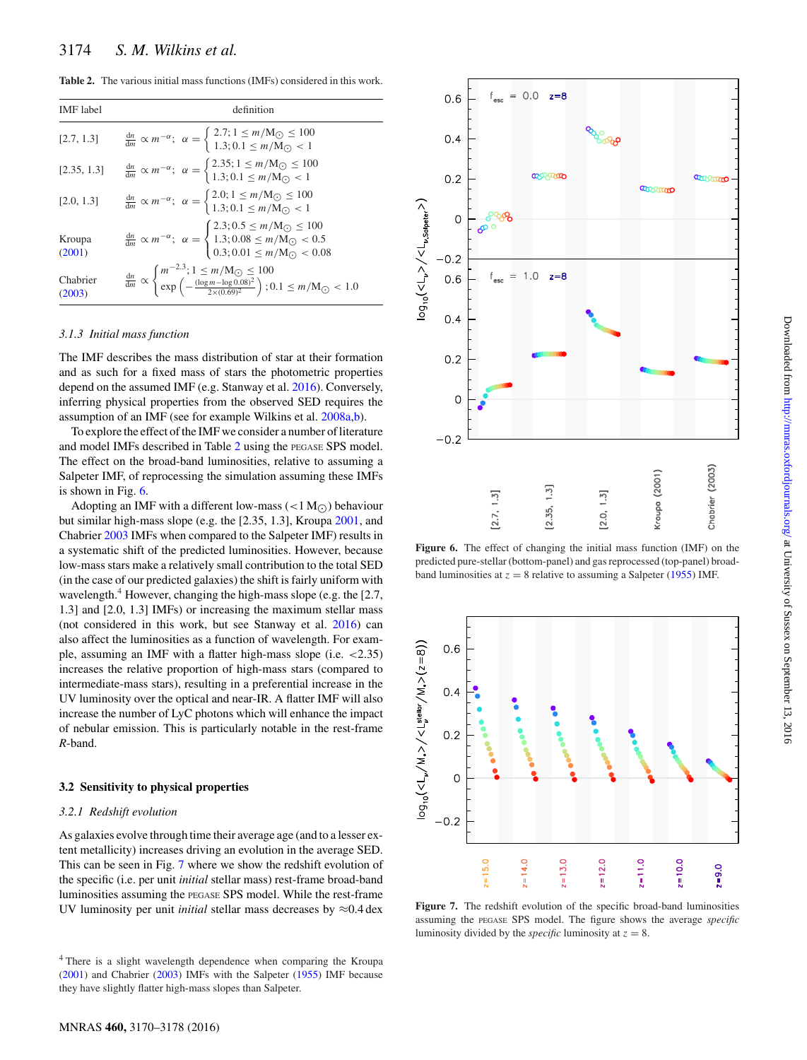**Table 2.** The various initial mass functions (IMFs) considered in this work.

| IMF label | definition |
|---|---|
| [2.7, 1.3] | $\frac{dn}{dm} \propto m^{-\alpha};\ \alpha = \begin{cases} 2.7; 1 \le m/M_{\odot} \le 100 \\ 1.3; 0.1 \le m/M_{\odot} < 1 \end{cases}$ |
| [2.35, 1.3] | $\frac{dn}{dm} \propto m^{-\alpha};\ \alpha = \begin{cases} 2.35; 1 \le m/M_{\odot} \le 100 \\ 1.3; 0.1 \le m/M_{\odot} < 1 \end{cases}$ |
| [2.0, 1.3] | $\frac{dn}{dm} \propto m^{-\alpha};\ \alpha = \begin{cases} 2.0; 1 \le m/M_{\odot} \le 100 \\ 1.3; 0.1 \le m/M_{\odot} < 1 \end{cases}$ |
| Kroupa (2001) | $\frac{dn}{dm} \propto m^{-\alpha};\ \alpha = \begin{cases} 2.3; 0.5 \le m/M_{\odot} \le 100 \\ 1.3; 0.08 \le m/M_{\odot} < 0.5 \\ 0.3; 0.01 \le m/M_{\odot} < 0.08 \end{cases}$ |
| Chabrier (2003) | $\frac{dn}{dm} \propto \begin{cases} m^{-2.3}; 1 \le m/M_{\odot} \le 100 \\ \exp\left(-\frac{(\log m - \log 0.08)^2}{2\times(0.69)^2}\right); 0.1 \le m/M_{\odot} < 1.0 \end{cases}$ |

### 3.1.3 Initial mass function

The IMF describes the mass distribution of star at their formation and as such for a fixed mass of stars the photometric properties depend on the assumed IMF (e.g. Stanway et al. 2016). Conversely, inferring physical properties from the observed SED requires the assumption of an IMF (see for example Wilkins et al. 2008a,b).

To explore the effect of the IMF we consider a number of literature and model IMFs described in Table 2 using the PEGASE SPS model. The effect on the broad-band luminosities, relative to assuming a Salpeter IMF, of reprocessing the simulation assuming these IMFs is shown in Fig. 6.

Adopting an IMF with a different low-mass ($<1\,M_{\odot}$) behaviour but similar high-mass slope (e.g. the [2.35, 1.3], Kroupa 2001, and Chabrier 2003 IMFs when compared to the Salpeter IMF) results in a systematic shift of the predicted luminosities. However, because low-mass stars make a relatively small contribution to the total SED (in the case of our predicted galaxies) the shift is fairly uniform with wavelength.[4] However, changing the high-mass slope (e.g. the [2.7, 1.3] and [2.0, 1.3] IMFs) or increasing the maximum stellar mass (not considered in this work, but see Stanway et al. 2016) can also affect the luminosities as a function of wavelength. For example, assuming an IMF with a flatter high-mass slope (i.e. <2.35) increases the relative proportion of high-mass stars (compared to intermediate-mass stars), resulting in a preferential increase in the UV luminosity over the optical and near-IR. A flatter IMF will also increase the number of LyC photons which will enhance the impact of nebular emission. This is particularly notable in the rest-frame *R*-band.

## 3.2 Sensitivity to physical properties

### 3.2.1 Redshift evolution

As galaxies evolve through time their average age (and to a lesser extent metallicity) increases driving an evolution in the average SED. This can be seen in Fig. 7 where we show the redshift evolution of the specific (i.e. per unit *initial* stellar mass) rest-frame broad-band luminosities assuming the PEGASE SPS model. While the rest-frame UV luminosity per unit *initial* stellar mass decreases by $\approx$0.4 dex

**Figure 6.** The effect of changing the initial mass function (IMF) on the predicted pure-stellar (bottom-panel) and gas reprocessed (top-panel) broad-band luminosities at $z = 8$ relative to assuming a Salpeter (1955) IMF.

**Figure 7.** The redshift evolution of the specific broad-band luminosities assuming the PEGASE SPS model. The figure shows the average *specific* luminosity divided by the *specific* luminosity at $z = 8$.

[4] There is a slight wavelength dependence when comparing the Kroupa (2001) and Chabrier (2003) IMFs with the Salpeter (1955) IMF because they have slightly flatter high-mass slopes than Salpeter.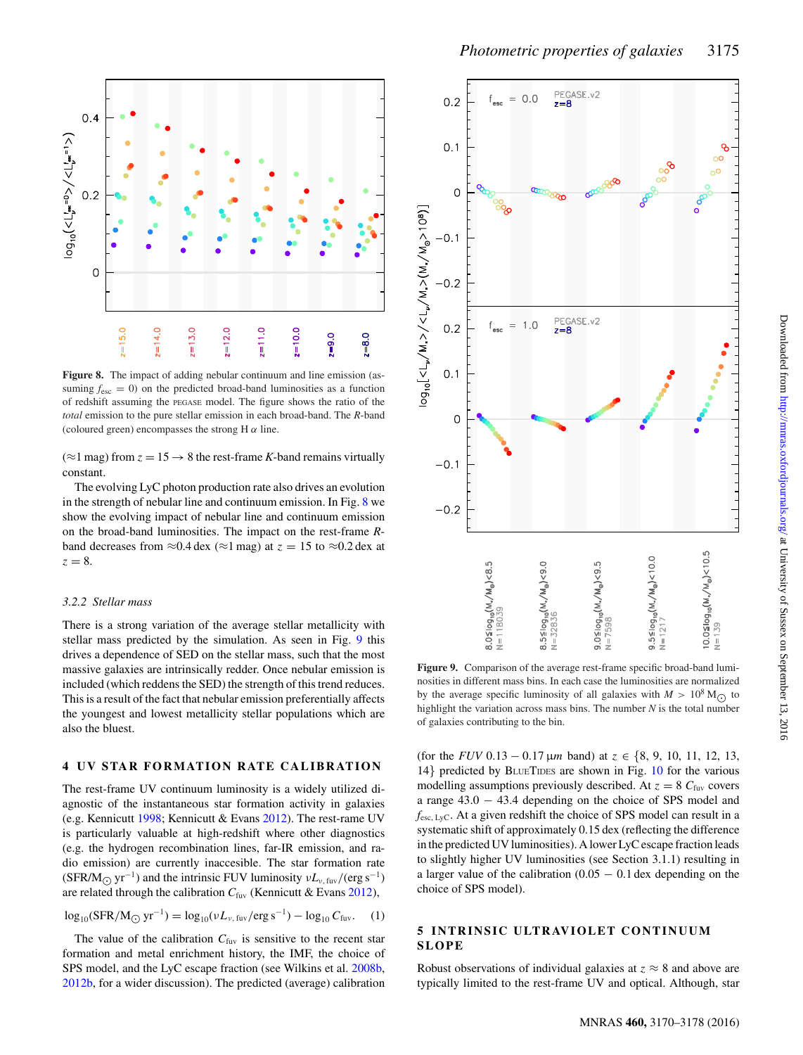**Figure 8.** The impact of adding nebular continuum and line emission (assuming $f_{esc} = 0$) on the predicted broad-band luminosities as a function of redshift assuming the PEGASE model. The figure shows the ratio of the *total* emission to the pure stellar emission in each broad-band. The *R*-band (coloured green) encompasses the strong H $\alpha$ line.

($\approx$1 mag) from $z = 15 \rightarrow 8$ the rest-frame *K*-band remains virtually constant.

The evolving LyC photon production rate also drives an evolution in the strength of nebular line and continuum emission. In Fig. 8 we show the evolving impact of nebular line and continuum emission on the broad-band luminosities. The impact on the rest-frame *R*-band decreases from $\approx$0.4 dex ($\approx$1 mag) at $z = 15$ to $\approx$0.2 dex at $z = 8$.

### 3.2.2 Stellar mass

There is a strong variation of the average stellar metallicity with stellar mass predicted by the simulation. As seen in Fig. 9 this drives a dependence of SED on the stellar mass, such that the most massive galaxies are intrinsically redder. Once nebular emission is included (which reddens the SED) the strength of this trend reduces. This is a result of the fact that nebular emission preferentially affects the youngest and lowest metallicity stellar populations which are also the bluest.

## 4 UV STAR FORMATION RATE CALIBRATION

The rest-frame UV continuum luminosity is a widely utilized diagnostic of the instantaneous star formation activity in galaxies (e.g. Kennicutt 1998; Kennicutt & Evans 2012). The rest-rame UV is particularly valuable at high-redshift where other diagnostics (e.g. the hydrogen recombination lines, far-IR emission, and radio emission) are currently inaccessible. The star formation rate (SFR/M$_{\odot}$ yr$^{-1}$) and the intrinsic FUV luminosity $\nu L_{\nu,\,\rm fuv}/(\rm erg\,s^{-1})$ are related through the calibration $C_{\rm fuv}$ (Kennicutt & Evans 2012),

$$\log_{10}(\rm SFR/M_{\odot}\,yr^{-1}) = \log_{10}(\nu L_{\nu,\,\rm fuv}/erg\,s^{-1}) - \log_{10} C_{\rm fuv}. \quad (1)$$

The value of the calibration $C_{\rm fuv}$ is sensitive to the recent star formation and metal enrichment history, the IMF, the choice of SPS model, and the LyC escape fraction (see Wilkins et al. 2008b, 2012b, for a wider discussion). The predicted (average) calibration

**Figure 9.** Comparison of the average rest-frame specific broad-band luminosities in different mass bins. In each case the luminosities are normalized by the average specific luminosity of all galaxies with $M > 10^8\,\rm M_{\odot}$ to highlight the variation across mass bins. The number *N* is the total number of galaxies contributing to the bin.

(for the *FUV* 0.13 − 0.17 $\mu m$ band) at $z \in \{8, 9, 10, 11, 12, 13, 14\}$ predicted by BLUETIDES are shown in Fig. 10 for the various modelling assumptions previously described. At $z = 8$ $C_{\rm fuv}$ covers a range 43.0 − 43.4 depending on the choice of SPS model and $f_{\rm esc,\,LyC}$. At a given redshift the choice of SPS model can result in a systematic shift of approximately 0.15 dex (reflecting the difference in the predicted UV luminosities). A lower LyC escape fraction leads to slightly higher UV luminosities (see Section 3.1.1) resulting in a larger value of the calibration (0.05 − 0.1 dex depending on the choice of SPS model).

## 5 INTRINSIC ULTRAVIOLET CONTINUUM SLOPE

Robust observations of individual galaxies at $z \approx 8$ and above are typically limited to the rest-frame UV and optical. Although, star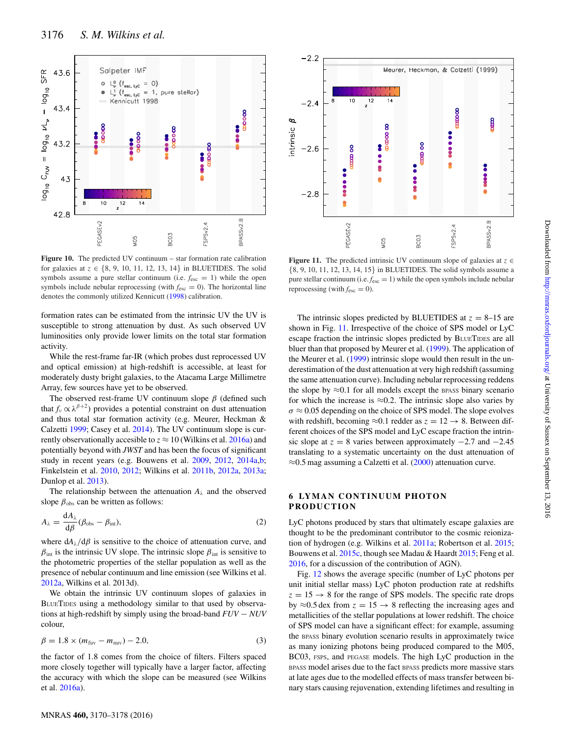**Figure 10.** The predicted UV continuum – star formation rate calibration for galaxies at $z \in \{8, 9, 10, 11, 12, 13, 14\}$ in BLUETIDES. The solid symbols assume a pure stellar continuum (i.e. $f_{\rm esc} = 1$) while the open symbols include nebular reprocessing (with $f_{\rm esc} = 0$). The horizontal line denotes the commonly utilized Kennicutt (1998) calibration.

**Figure 11.** The predicted intrinsic UV continuum slope of galaxies at $z \in \{8, 9, 10, 11, 12, 13, 14, 15\}$ in BLUETIDES. The solid symbols assume a pure stellar continuum (i.e. $f_{\rm esc} = 1$) while the open symbols include nebular reprocessing (with $f_{\rm esc} = 0$).

formation rates can be estimated from the intrinsic UV the UV is susceptible to strong attenuation by dust. As such observed UV luminosities only provide lower limits on the total star formation activity.

While the rest-frame far-IR (which probes dust reprocessed UV and optical emission) at high-redshift is accessible, at least for moderately dusty bright galaxies, to the Atacama Large Millimetre Array, few sources have yet to be observed.

The observed rest-frame UV continuum slope $\beta$ (defined such that $f_\nu \propto \lambda^{\beta+2}$) provides a potential constraint on dust attenuation and thus total star formation activity (e.g. Meurer, Heckman & Calzetti 1999; Casey et al. 2014). The UV continuum slope is currently observationally accesible to $z \approx 10$ (Wilkins et al. 2016a) and potentially beyond with *JWST* and has been the focus of significant study in recent years (e.g. Bouwens et al. 2009, 2012, 2014a,b; Finkelstein et al. 2010, 2012; Wilkins et al. 2011b, 2012a, 2013a; Dunlop et al. 2013).

The relationship between the attenuation $A_\lambda$ and the observed slope $\beta_{\rm obs}$ can be written as follows:

$$A_\lambda = \frac{{\rm d}A_\lambda}{{\rm d}\beta}(\beta_{\rm obs} - \beta_{\rm int}), \quad (2)$$

where ${\rm d}A_\lambda/{\rm d}\beta$ is sensitive to the choice of attenuation curve, and $\beta_{\rm int}$ is the intrinsic UV slope. The intrinsic slope $\beta_{\rm int}$ is sensitive to the photometric properties of the stellar population as well as the presence of nebular continuum and line emission (see Wilkins et al. 2012a, Wilkins et al. 2013d).

We obtain the intrinsic UV continuum slopes of galaxies in BLUETIDES using a methodology similar to that used by observations at high-redshift by simply using the broad-band *FUV* − *NUV* colour,

$$\beta = 1.8 \times (m_{\rm fuv} - m_{\rm nuv}) - 2.0, \quad (3)$$

the factor of 1.8 comes from the choice of filters. Filters spaced more closely together will typically have a larger factor, affecting the accuracy with which the slope can be measured (see Wilkins et al. 2016a).

The intrinsic slopes predicted by BLUETIDES at $z$ = 8–15 are shown in Fig. 11. Irrespective of the choice of SPS model or LyC escape fraction the intrinsic slopes predicted by BLUETIDES are all bluer than that proposed by Meurer et al. (1999). The application of the Meurer et al. (1999) intrinsic slope would then result in the underestimation of the dust attenuation at very high redshift (assuming the same attenuation curve). Including nebular reprocessing reddens the slope by ≈0.1 for all models except the BPASS binary scenario for which the increase is ≈0.2. The intrinsic slope also varies by $\sigma \approx 0.05$ depending on the choice of SPS model. The slope evolves with redshift, becoming ≈0.1 redder as $z = 12 \rightarrow 8$. Between different choices of the SPS model and LyC escape fraction the intrinsic slope at $z = 8$ varies between approximately −2.7 and −2.45 translating to a systematic uncertainty on the dust attenuation of ≈0.5 mag assuming a Calzetti et al. (2000) attenuation curve.

## 6 LYMAN CONTINUUM PHOTON PRODUCTION

LyC photons produced by stars that ultimately escape galaxies are thought to be the predominant contributor to the cosmic reionization of hydrogen (e.g. Wilkins et al. 2011a; Robertson et al. 2015; Bouwens et al. 2015c, though see Madau & Haardt 2015; Feng et al. 2016, for a discussion of the contribution of AGN).

Fig. 12 shows the average specific (number of LyC photons per unit initial stellar mass) LyC photon production rate at redshifts $z = 15 \rightarrow 8$ for the range of SPS models. The specific rate drops by ≈0.5 dex from $z = 15 \rightarrow 8$ reflecting the increasing ages and metallicities of the stellar populations at lower redshift. The choice of SPS model can have a significant effect: for example, assuming the BPASS binary evolution scenario results in approximately twice as many ionizing photons being produced compared to the M05, BC03, FSPS, and PEGASE models. The high LyC production in the BPASS model arises due to the fact BPASS predicts more massive stars at late ages due to the modelled effects of mass transfer between binary stars causing rejuvenation, extending lifetimes and resulting in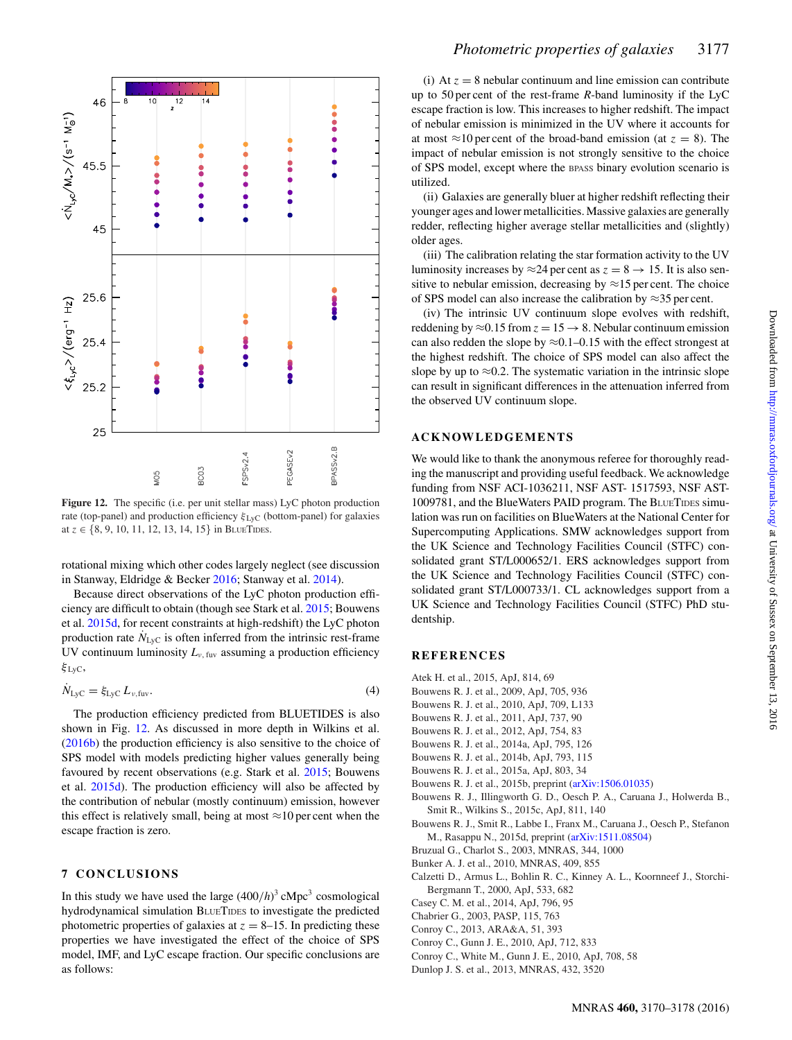**Figure 12.** The specific (i.e. per unit stellar mass) LyC photon production rate (top-panel) and production efficiency $\xi_{\rm LyC}$ (bottom-panel) for galaxies at $z \in \{8, 9, 10, 11, 12, 13, 14, 15\}$ in BLUETIDES.

rotational mixing which other codes largely neglect (see discussion in Stanway, Eldridge & Becker 2016; Stanway et al. 2014).

Because direct observations of the LyC photon production efficiency are difficult to obtain (though see Stark et al. 2015; Bouwens et al. 2015d, for recent constraints at high-redshift) the LyC photon production rate $\dot{N}_{\rm LyC}$ is often inferred from the intrinsic rest-frame UV continuum luminosity $L_{\nu,\,\rm fuv}$ assuming a production efficiency $\xi_{\rm LyC}$,

$$\dot{N}_{\rm LyC} = \xi_{\rm LyC}\, L_{\nu,\rm fuv}. \tag{4}$$

The production efficiency predicted from BLUETIDES is also shown in Fig. 12. As discussed in more depth in Wilkins et al. (2016b) the production efficiency is also sensitive to the choice of SPS model with models predicting higher values generally being favoured by recent observations (e.g. Stark et al. 2015; Bouwens et al. 2015d). The production efficiency will also be affected by the contribution of nebular (mostly continuum) emission, however this effect is relatively small, being at most ≈10 per cent when the escape fraction is zero.

## 7 CONCLUSIONS

In this study we have used the large $(400/h)^3$ cMpc$^3$ cosmological hydrodynamical simulation BLUETIDES to investigate the predicted photometric properties of galaxies at $z = 8$–15. In predicting these properties we have investigated the effect of the choice of SPS model, IMF, and LyC escape fraction. Our specific conclusions are as follows:

(i) At $z = 8$ nebular continuum and line emission can contribute up to 50 per cent of the rest-frame $R$-band luminosity if the LyC escape fraction is low. This increases to higher redshift. The impact of nebular emission is minimized in the UV where it accounts for at most ≈10 per cent of the broad-band emission (at $z = 8$). The impact of nebular emission is not strongly sensitive to the choice of SPS model, except where the BPASS binary evolution scenario is utilized.

(ii) Galaxies are generally bluer at higher redshift reflecting their younger ages and lower metallicities. Massive galaxies are generally redder, reflecting higher average stellar metallicities and (slightly) older ages.

(iii) The calibration relating the star formation activity to the UV luminosity increases by ≈24 per cent as $z = 8 \rightarrow 15$. It is also sensitive to nebular emission, decreasing by ≈15 per cent. The choice of SPS model can also increase the calibration by ≈35 per cent.

(iv) The intrinsic UV continuum slope evolves with redshift, reddening by ≈0.15 from $z = 15 \rightarrow 8$. Nebular continuum emission can also redden the slope by ≈0.1–0.15 with the effect strongest at the highest redshift. The choice of SPS model can also affect the slope by up to ≈0.2. The systematic variation in the intrinsic slope can result in significant differences in the attenuation inferred from the observed UV continuum slope.

## ACKNOWLEDGEMENTS

We would like to thank the anonymous referee for thoroughly reading the manuscript and providing useful feedback. We acknowledge funding from NSF ACI-1036211, NSF AST- 1517593, NSF AST-1009781, and the BlueWaters PAID program. The BLUETIDES simulation was run on facilities on BlueWaters at the National Center for Supercomputing Applications. SMW acknowledges support from the UK Science and Technology Facilities Council (STFC) consolidated grant ST/L000652/1. ERS acknowledges support from the UK Science and Technology Facilities Council (STFC) consolidated grant ST/L000733/1. CL acknowledges support from a UK Science and Technology Facilities Council (STFC) PhD studentship.

## REFERENCES

Atek H. et al., 2015, ApJ, 814, 69
Bouwens R. J. et al., 2009, ApJ, 705, 936
Bouwens R. J. et al., 2010, ApJ, 709, L133
Bouwens R. J. et al., 2011, ApJ, 737, 90
Bouwens R. J. et al., 2012, ApJ, 754, 83
Bouwens R. J. et al., 2014a, ApJ, 795, 126
Bouwens R. J. et al., 2014b, ApJ, 793, 115
Bouwens R. J. et al., 2015a, ApJ, 803, 34
Bouwens R. J. et al., 2015b, preprint (arXiv:1506.01035)
Bouwens R. J., Illingworth G. D., Oesch P. A., Caruana J., Holwerda B., Smit R., Wilkins S., 2015c, ApJ, 811, 140
Bouwens R. J., Smit R., Labbe I., Franx M., Caruana J., Oesch P., Stefanon M., Rasappu N., 2015d, preprint (arXiv:1511.08504)
Bruzual G., Charlot S., 2003, MNRAS, 344, 1000
Bunker A. J. et al., 2010, MNRAS, 409, 855
Calzetti D., Armus L., Bohlin R. C., Kinney A. L., Koornneef J., Storchi-Bergmann T., 2000, ApJ, 533, 682
Casey C. M. et al., 2014, ApJ, 796, 95
Chabrier G., 2003, PASP, 115, 763
Conroy C., 2013, ARA&A, 51, 393
Conroy C., Gunn J. E., 2010, ApJ, 712, 833
Conroy C., White M., Gunn J. E., 2010, ApJ, 708, 58
Dunlop J. S. et al., 2013, MNRAS, 432, 3520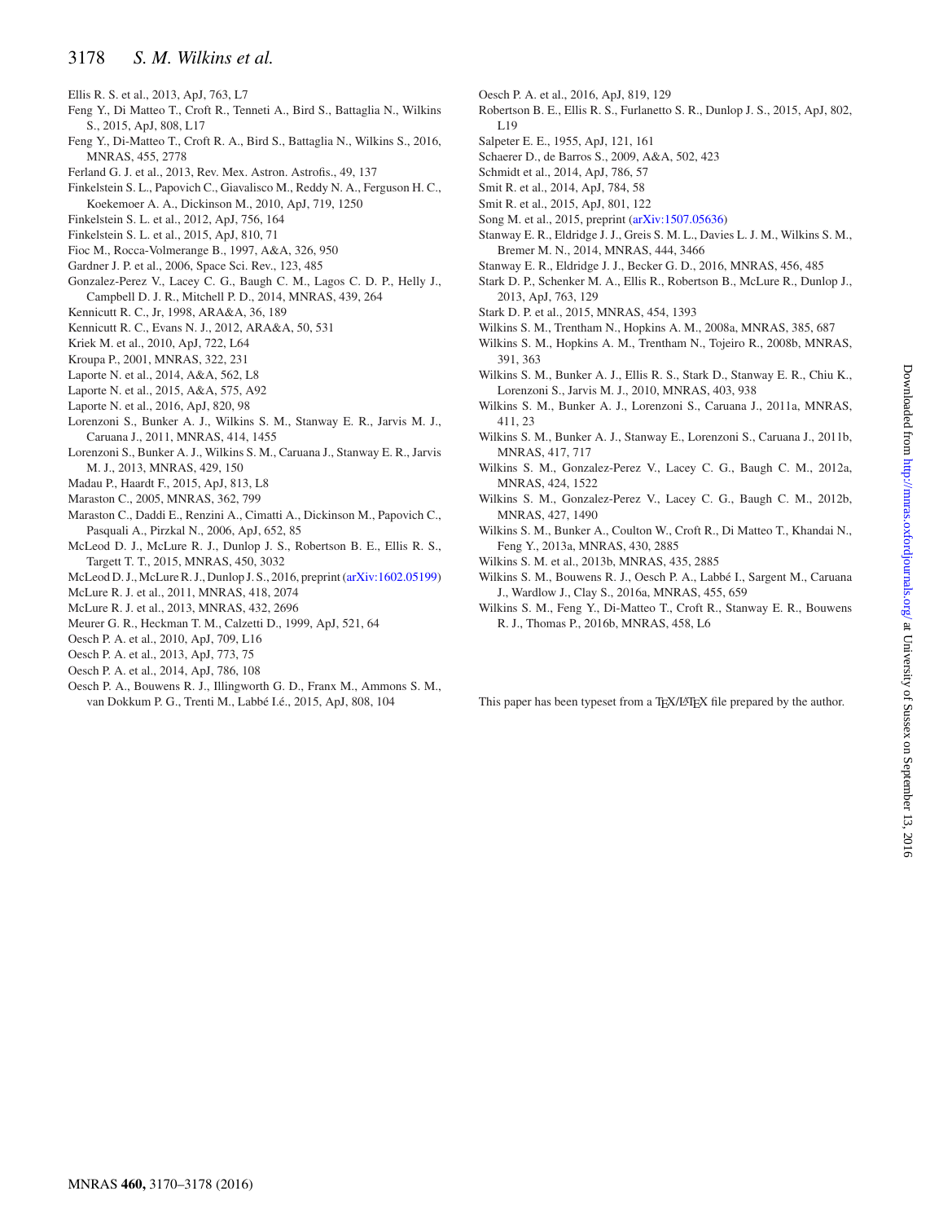Ellis R. S. et al., 2013, ApJ, 763, L7

Feng Y., Di Matteo T., Croft R., Tenneti A., Bird S., Battaglia N., Wilkins S., 2015, ApJ, 808, L17

Feng Y., Di-Matteo T., Croft R. A., Bird S., Battaglia N., Wilkins S., 2016, MNRAS, 455, 2778

Ferland G. J. et al., 2013, Rev. Mex. Astron. Astrofis., 49, 137

Finkelstein S. L., Papovich C., Giavalisco M., Reddy N. A., Ferguson H. C., Koekemoer A. A., Dickinson M., 2010, ApJ, 719, 1250

Finkelstein S. L. et al., 2012, ApJ, 756, 164

Finkelstein S. L. et al., 2015, ApJ, 810, 71

Fioc M., Rocca-Volmerange B., 1997, A&A, 326, 950

Gardner J. P. et al., 2006, Space Sci. Rev., 123, 485

Gonzalez-Perez V., Lacey C. G., Baugh C. M., Lagos C. D. P., Helly J., Campbell D. J. R., Mitchell P. D., 2014, MNRAS, 439, 264

Kennicutt R. C., Jr, 1998, ARA&A, 36, 189

Kennicutt R. C., Evans N. J., 2012, ARA&A, 50, 531

Kriek M. et al., 2010, ApJ, 722, L64

Kroupa P., 2001, MNRAS, 322, 231

Laporte N. et al., 2014, A&A, 562, L8

Laporte N. et al., 2015, A&A, 575, A92

Laporte N. et al., 2016, ApJ, 820, 98

Lorenzoni S., Bunker A. J., Wilkins S. M., Stanway E. R., Jarvis M. J., Caruana J., 2011, MNRAS, 414, 1455

Lorenzoni S., Bunker A. J., Wilkins S. M., Caruana J., Stanway E. R., Jarvis M. J., 2013, MNRAS, 429, 150

Madau P., Haardt F., 2015, ApJ, 813, L8

Maraston C., 2005, MNRAS, 362, 799

Maraston C., Daddi E., Renzini A., Cimatti A., Dickinson M., Papovich C., Pasquali A., Pirzkal N., 2006, ApJ, 652, 85

McLeod D. J., McLure R. J., Dunlop J. S., Robertson B. E., Ellis R. S., Targett T. T., 2015, MNRAS, 450, 3032

McLeod D. J., McLure R. J., Dunlop J. S., 2016, preprint (arXiv:1602.05199)

McLure R. J. et al., 2011, MNRAS, 418, 2074

McLure R. J. et al., 2013, MNRAS, 432, 2696

Meurer G. R., Heckman T. M., Calzetti D., 1999, ApJ, 521, 64

Oesch P. A. et al., 2010, ApJ, 709, L16

Oesch P. A. et al., 2013, ApJ, 773, 75

Oesch P. A. et al., 2014, ApJ, 786, 108

Oesch P. A., Bouwens R. J., Illingworth G. D., Franx M., Ammons S. M., van Dokkum P. G., Trenti M., Labbé I.é., 2015, ApJ, 808, 104

Oesch P. A. et al., 2016, ApJ, 819, 129

Robertson B. E., Ellis R. S., Furlanetto S. R., Dunlop J. S., 2015, ApJ, 802, L19

Salpeter E. E., 1955, ApJ, 121, 161

Schaerer D., de Barros S., 2009, A&A, 502, 423

Schmidt et al., 2014, ApJ, 786, 57

Smit R. et al., 2014, ApJ, 784, 58

Smit R. et al., 2015, ApJ, 801, 122

Song M. et al., 2015, preprint (arXiv:1507.05636)

Stanway E. R., Eldridge J. J., Greis S. M. L., Davies L. J. M., Wilkins S. M., Bremer M. N., 2014, MNRAS, 444, 3466

Stanway E. R., Eldridge J. J., Becker G. D., 2016, MNRAS, 456, 485

Stark D. P., Schenker M. A., Ellis R., Robertson B., McLure R., Dunlop J., 2013, ApJ, 763, 129

Stark D. P. et al., 2015, MNRAS, 454, 1393

Wilkins S. M., Trentham N., Hopkins A. M., 2008a, MNRAS, 385, 687

Wilkins S. M., Hopkins A. M., Trentham N., Tojeiro R., 2008b, MNRAS, 391, 363

Wilkins S. M., Bunker A. J., Ellis R. S., Stark D., Stanway E. R., Chiu K., Lorenzoni S., Jarvis M. J., 2010, MNRAS, 403, 938

Wilkins S. M., Bunker A. J., Lorenzoni S., Caruana J., 2011a, MNRAS, 411, 23

Wilkins S. M., Bunker A. J., Stanway E., Lorenzoni S., Caruana J., 2011b, MNRAS, 417, 717

Wilkins S. M., Gonzalez-Perez V., Lacey C. G., Baugh C. M., 2012a, MNRAS, 424, 1522

Wilkins S. M., Gonzalez-Perez V., Lacey C. G., Baugh C. M., 2012b, MNRAS, 427, 1490

Wilkins S. M., Bunker A., Coulton W., Croft R., Di Matteo T., Khandai N., Feng Y., 2013a, MNRAS, 430, 2885

Wilkins S. M. et al., 2013b, MNRAS, 435, 2885

Wilkins S. M., Bouwens R. J., Oesch P. A., Labbé I., Sargent M., Caruana J., Wardlow J., Clay S., 2016a, MNRAS, 455, 659

Wilkins S. M., Feng Y., Di-Matteo T., Croft R., Stanway E. R., Bouwens R. J., Thomas P., 2016b, MNRAS, 458, L6

This paper has been typeset from a TEX/LATEX file prepared by the author.